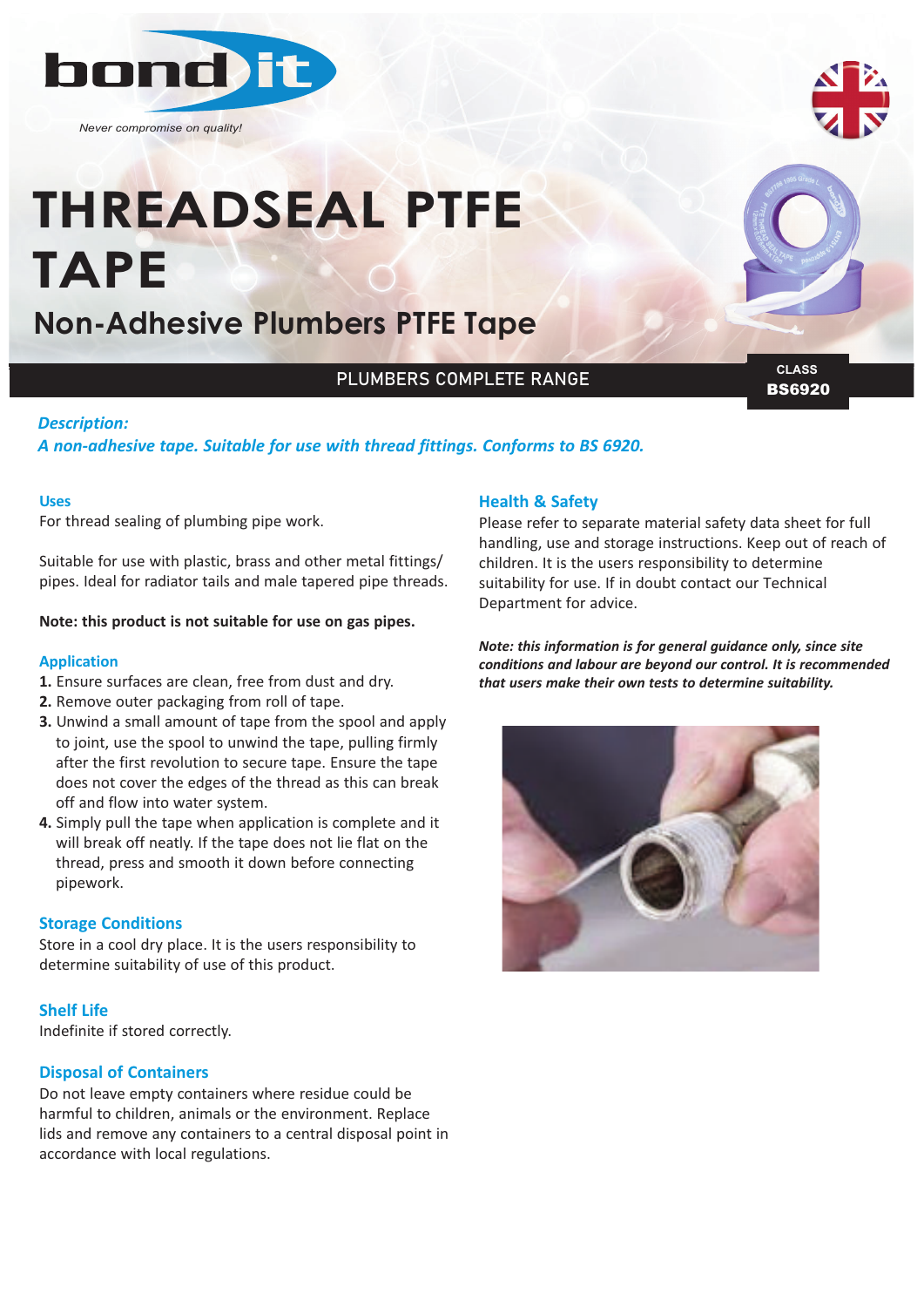bond it

*Never compromise on quality!*

# THREADSEAL PTFE TAPE

## Non-Adhesive Plumbers PTFE Tape

PLUMBERS COMPLETE RANGE

CLASS
**BS6920**

***Description:***
***A non-adhesive tape. Suitable for use with thread fittings. Conforms to BS 6920.***

### Uses

For thread sealing of plumbing pipe work.

Suitable for use with plastic, brass and other metal fittings/ pipes. Ideal for radiator tails and male tapered pipe threads.

**Note: this product is not suitable for use on gas pipes.**

### Application

1. Ensure surfaces are clean, free from dust and dry.
2. Remove outer packaging from roll of tape.
3. Unwind a small amount of tape from the spool and apply to joint, use the spool to unwind the tape, pulling firmly after the first revolution to secure tape. Ensure the tape does not cover the edges of the thread as this can break off and flow into water system.
4. Simply pull the tape when application is complete and it will break off neatly. If the tape does not lie flat on the thread, press and smooth it down before connecting pipework.

### Storage Conditions

Store in a cool dry place. It is the users responsibility to determine suitability of use of this product.

### Shelf Life

Indefinite if stored correctly.

### Disposal of Containers

Do not leave empty containers where residue could be harmful to children, animals or the environment. Replace lids and remove any containers to a central disposal point in accordance with local regulations.

### Health & Safety

Please refer to separate material safety data sheet for full handling, use and storage instructions. Keep out of reach of children. It is the users responsibility to determine suitability for use. If in doubt contact our Technical Department for advice.

***Note: this information is for general guidance only, since site conditions and labour are beyond our control. It is recommended that users make their own tests to determine suitability.***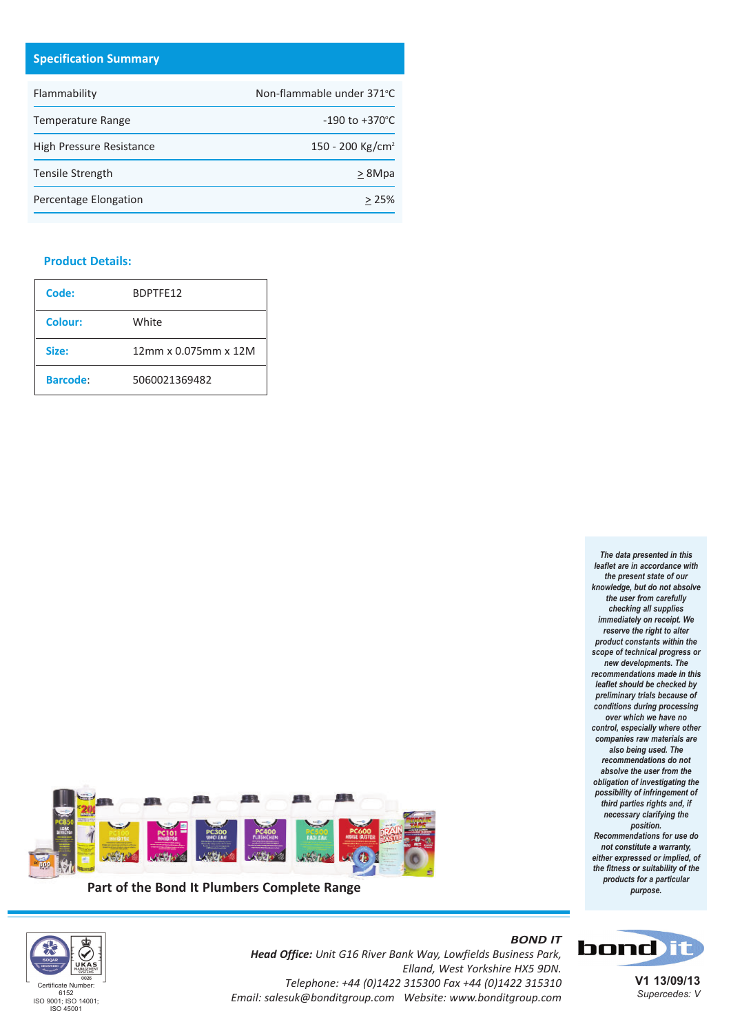## Specification Summary

| | |
|---|---|
| Flammability | Non-flammable under 371°C |
| Temperature Range | -190 to +370°C |
| High Pressure Resistance | 150 - 200 Kg/cm² |
| Tensile Strength | ≥ 8Mpa |
| Percentage Elongation | ≥ 25% |

### Product Details:

| | |
|---|---|
| **Code:** | BDPTFE12 |
| **Colour:** | White |
| **Size:** | 12mm x 0.075mm x 12M |
| **Barcode:** | 5060021369482 |

*The data presented in this leaflet are in accordance with the present state of our knowledge, but do not absolve the user from carefully checking all supplies immediately on receipt. We reserve the right to alter product constants within the scope of technical progress or new developments. The recommendations made in this leaflet should be checked by preliminary trials because of conditions during processing over which we have no control, especially where other companies raw materials are also being used. The recommendations do not absolve the user from the obligation of investigating the possibility of infringement of third parties rights and, if necessary clarifying the position. Recommendations for use do not constitute a warranty, either expressed or implied, of the fitness or suitability of the products for a particular purpose.*

**Part of the Bond It Plumbers Complete Range**

Certificate Number: 6152
ISO 9001; ISO 14001; ISO 45001

***BOND IT***
***Head Office:*** *Unit G16 River Bank Way, Lowfields Business Park, Elland, West Yorkshire HX5 9DN.*
*Telephone: +44 (0)1422 315300 Fax +44 (0)1422 315310*
*Email: salesuk@bonditgroup.com   Website: www.bonditgroup.com*

**V1 13/09/13**
*Supercedes: V*